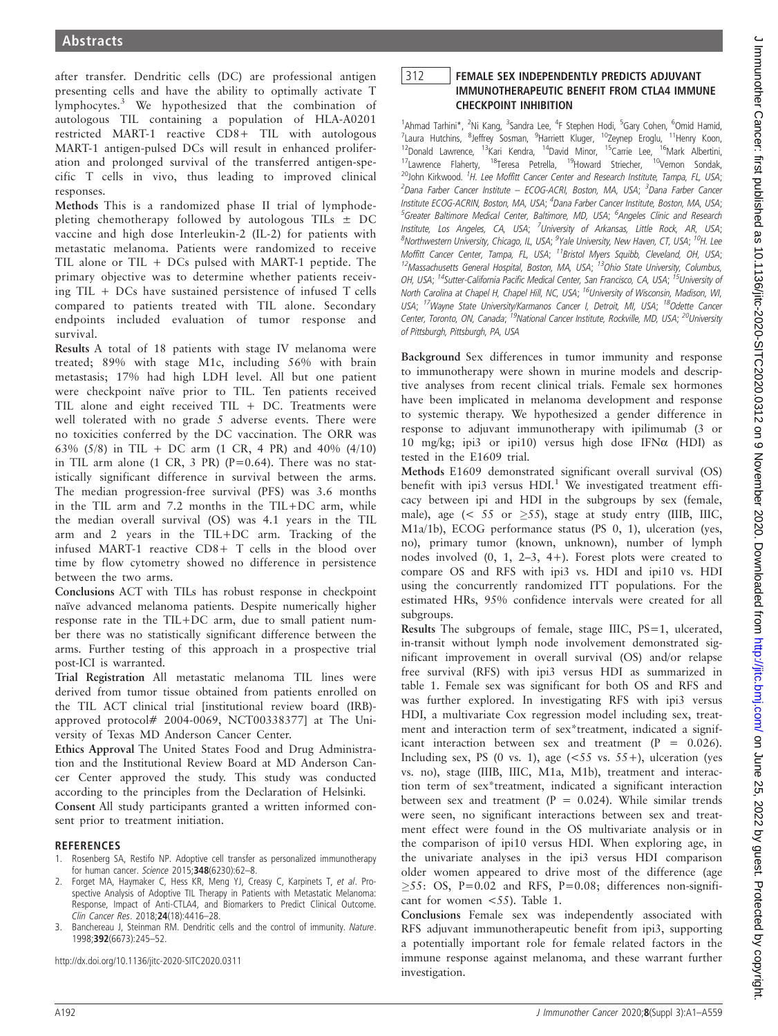after transfer. Dendritic cells (DC) are professional antigen presenting cells and have the ability to optimally activate T lymphocytes.[3] We hypothesized that the combination of autologous TIL containing a population of HLA-A0201 restricted MART-1 reactive CD8+ TIL with autologous MART-1 antigen-pulsed DCs will result in enhanced proliferation and prolonged survival of the transferred antigen-specific T cells in vivo, thus leading to improved clinical responses.

**Methods** This is a randomized phase II trial of lymphodepleting chemotherapy followed by autologous TILs ± DC vaccine and high dose Interleukin-2 (IL-2) for patients with metastatic melanoma. Patients were randomized to receive TIL alone or TIL + DCs pulsed with MART-1 peptide. The primary objective was to determine whether patients receiving TIL + DCs have sustained persistence of infused T cells compared to patients treated with TIL alone. Secondary endpoints included evaluation of tumor response and survival.

**Results** A total of 18 patients with stage IV melanoma were treated; 89% with stage M1c, including 56% with brain metastasis; 17% had high LDH level. All but one patient were checkpoint naïve prior to TIL. Ten patients received TIL alone and eight received TIL + DC. Treatments were well tolerated with no grade 5 adverse events. There were no toxicities conferred by the DC vaccination. The ORR was 63% (5/8) in TIL + DC arm (1 CR, 4 PR) and 40% (4/10) in TIL arm alone (1 CR, 3 PR) (P=0.64). There was no statistically significant difference in survival between the arms. The median progression-free survival (PFS) was 3.6 months in the TIL arm and 7.2 months in the TIL+DC arm, while the median overall survival (OS) was 4.1 years in the TIL arm and 2 years in the TIL+DC arm. Tracking of the infused MART-1 reactive CD8+ T cells in the blood over time by flow cytometry showed no difference in persistence between the two arms.

**Conclusions** ACT with TILs has robust response in checkpoint naïve advanced melanoma patients. Despite numerically higher response rate in the TIL+DC arm, due to small patient number there was no statistically significant difference between the arms. Further testing of this approach in a prospective trial post-ICI is warranted.

**Trial Registration** All metastatic melanoma TIL lines were derived from tumor tissue obtained from patients enrolled on the TIL ACT clinical trial [institutional review board (IRB)-approved protocol# 2004-0069, NCT00338377] at The University of Texas MD Anderson Cancer Center.

**Ethics Approval** The United States Food and Drug Administration and the Institutional Review Board at MD Anderson Cancer Center approved the study. This study was conducted according to the principles from the Declaration of Helsinki.

**Consent** All study participants granted a written informed consent prior to treatment initiation.

## REFERENCES

1. Rosenberg SA, Restifo NP. Adoptive cell transfer as personalized immunotherapy for human cancer. *Science* 2015;**348**(6230):62–8.
2. Forget MA, Haymaker C, Hess KR, Meng YJ, Creasy C, Karpinets T, *et al*. Prospective Analysis of Adoptive TIL Therapy in Patients with Metastatic Melanoma: Response, Impact of Anti-CTLA4, and Biomarkers to Predict Clinical Outcome. *Clin Cancer Res*. 2018;**24**(18):4416–28.
3. Banchereau J, Steinman RM. Dendritic cells and the control of immunity. *Nature*. 1998;**392**(6673):245–52.

http://dx.doi.org/10.1136/jitc-2020-SITC2020.0311

## 312 FEMALE SEX INDEPENDENTLY PREDICTS ADJUVANT IMMUNOTHERAPEUTIC BENEFIT FROM CTLA4 IMMUNE CHECKPOINT INHIBITION

[1]Ahmad Tarhini*, [2]Ni Kang, [3]Sandra Lee, [4]F Stephen Hodi, [5]Gary Cohen, [6]Omid Hamid, [7]Laura Hutchins, [8]Jeffrey Sosman, [9]Harriett Kluger, [10]Zeynep Eroglu, [11]Henry Koon, [12]Donald Lawrence, [13]Kari Kendra, [14]David Minor, [15]Carrie Lee, [16]Mark Albertini, [17]Lawrence Flaherty, [18]Teresa Petrella, [19]Howard Striecher, [16]Vernon Sondak, [20]John Kirkwood. [1]*H. Lee Moffitt Cancer Center and Research Institute, Tampa, FL, USA*; [2]*Dana Farber Cancer Institute – ECOG-ACRI, Boston, MA, USA*; [3]*Dana Farber Cancer Institute ECOG-ACRIN, Boston, MA, USA*; [4]*Dana Farber Cancer Institute, Boston, MA, USA*; [5]*Greater Baltimore Medical Center, Baltimore, MD, USA*; [6]*Angeles Clinic and Research Institute, Los Angeles, CA, USA*; [7]*University of Arkansas, Little Rock, AR, USA*; [8]*Northwestern University, Chicago, IL, USA*; [9]*Yale University, New Haven, CT, USA*; [10]*H. Lee Moffitt Cancer Center, Tampa, FL, USA*; [11]*Bristol Myers Squibb, Cleveland, OH, USA*; [12]*Massachusetts General Hospital, Boston, MA, USA*; [13]*Ohio State University, Columbus, OH, USA*; [14]*Sutter-California Pacific Medical Center, San Francisco, CA, USA*; [15]*University of North Carolina at Chapel H, Chapel Hill, NC, USA*; [16]*University of Wisconsin, Madison, WI, USA*; [17]*Wayne State University/Karmanos Cancer I, Detroit, MI, USA*; [18]*Odette Cancer Center, Toronto, ON, Canada*; [19]*National Cancer Institute, Rockville, MD, USA*; [20]*University of Pittsburgh, Pittsburgh, PA, USA*

**Background** Sex differences in tumor immunity and response to immunotherapy were shown in murine models and descriptive analyses from recent clinical trials. Female sex hormones have been implicated in melanoma development and response to systemic therapy. We hypothesized a gender difference in response to adjuvant immunotherapy with ipilimumab (3 or 10 mg/kg; ipi3 or ipi10) versus high dose IFNα (HDI) as tested in the E1609 trial.

**Methods** E1609 demonstrated significant overall survival (OS) benefit with ipi3 versus HDI.[1] We investigated treatment efficacy between ipi and HDI in the subgroups by sex (female, male), age (< 55 or ≥55), stage at study entry (IIIB, IIIC, M1a/1b), ECOG performance status (PS 0, 1), ulceration (yes, no), primary tumor (known, unknown), number of lymph nodes involved (0, 1, 2–3, 4+). Forest plots were created to compare OS and RFS with ipi3 vs. HDI and ipi10 vs. HDI using the concurrently randomized ITT populations. For the estimated HRs, 95% confidence intervals were created for all subgroups.

**Results** The subgroups of female, stage IIIC, PS=1, ulcerated, in-transit without lymph node involvement demonstrated significant improvement in overall survival (OS) and/or relapse free survival (RFS) with ipi3 versus HDI as summarized in table 1. Female sex was significant for both OS and RFS and was further explored. In investigating RFS with ipi3 versus HDI, a multivariate Cox regression model including sex, treatment and interaction term of sex*treatment, indicated a significant interaction between sex and treatment (P = 0.026). Including sex, PS (0 vs. 1), age (<55 vs. 55+), ulceration (yes vs. no), stage (IIIB, IIIC, M1a, M1b), treatment and interaction term of sex*treatment, indicated a significant interaction between sex and treatment (P = 0.024). While similar trends were seen, no significant interactions between sex and treatment effect were found in the OS multivariate analysis or in the comparison of ipi10 versus HDI. When exploring age, in the univariate analyses in the ipi3 versus HDI comparison older women appeared to drive most of the difference (age ≥55: OS, P=0.02 and RFS, P=0.08; differences non-significant for women <55). Table 1.

**Conclusions** Female sex was independently associated with RFS adjuvant immunotherapeutic benefit from ipi3, supporting a potentially important role for female related factors in the immune response against melanoma, and these warrant further investigation.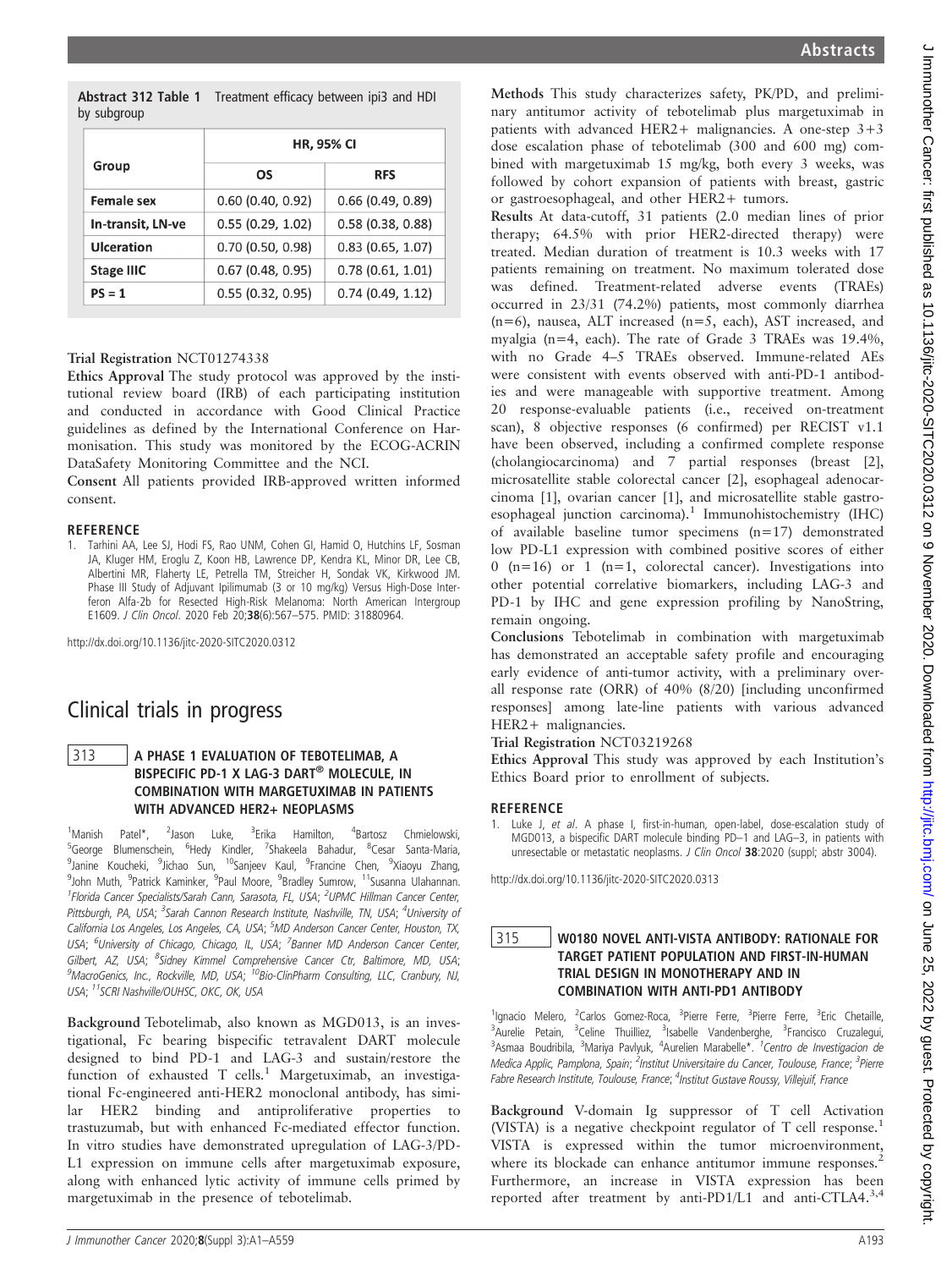**Abstract 312 Table 1** Treatment efficacy between ipi3 and HDI by subgroup

| Group | HR, 95% CI | |
|---|---|---|
| | OS | RFS |
| Female sex | 0.60 (0.40, 0.92) | 0.66 (0.49, 0.89) |
| In-transit, LN-ve | 0.55 (0.29, 1.02) | 0.58 (0.38, 0.88) |
| Ulceration | 0.70 (0.50, 0.98) | 0.83 (0.65, 1.07) |
| Stage IIIC | 0.67 (0.48, 0.95) | 0.78 (0.61, 1.01) |
| PS = 1 | 0.55 (0.32, 0.95) | 0.74 (0.49, 1.12) |

**Trial Registration** NCT01274338

**Ethics Approval** The study protocol was approved by the institutional review board (IRB) of each participating institution and conducted in accordance with Good Clinical Practice guidelines as defined by the International Conference on Harmonisation. This study was monitored by the ECOG-ACRIN DataSafety Monitoring Committee and the NCI.

**Consent** All patients provided IRB-approved written informed consent.

### REFERENCE

1. Tarhini AA, Lee SJ, Hodi FS, Rao UNM, Cohen GI, Hamid O, Hutchins LF, Sosman JA, Kluger HM, Eroglu Z, Koon HB, Lawrence DP, Kendra KL, Minor DR, Lee CB, Albertini MR, Flaherty LE, Petrella TM, Streicher H, Sondak VK, Kirkwood JM. Phase III Study of Adjuvant Ipilimumab (3 or 10 mg/kg) Versus High-Dose Interferon Alfa-2b for Resected High-Risk Melanoma: North American Intergroup E1609. *J Clin Oncol*. 2020 Feb 20;**38**(6):567–575. PMID: 31880964.

http://dx.doi.org/10.1136/jitc-2020-SITC2020.0312

# Clinical trials in progress

## 313 A PHASE 1 EVALUATION OF TEBOTELIMAB, A BISPECIFIC PD-1 X LAG-3 DART® MOLECULE, IN COMBINATION WITH MARGETUXIMAB IN PATIENTS WITH ADVANCED HER2+ NEOPLASMS

[1]Manish Patel*, [2]Jason Luke, [3]Erika Hamilton, [4]Bartosz Chmielowski, [5]George Blumenschein, [6]Hedy Kindler, [7]Shakeela Bahadur, [8]Cesar Santa-Maria, [9]Janine Koucheki, [9]Jichao Sun, [10]Sanjeev Kaul, [9]Francine Chen, [9]Xiaoyu Zhang, [9]John Muth, [9]Patrick Kaminker, [9]Paul Moore, [9]Bradley Sumrow, [11]Susanna Ulahannan. [1]*Florida Cancer Specialists/Sarah Cann, Sarasota, FL, USA*; [2]*UPMC Hillman Cancer Center, Pittsburgh, PA, USA*; [3]*Sarah Cannon Research Institute, Nashville, TN, USA*; [4]*University of California Los Angeles, Los Angeles, CA, USA*; [5]*MD Anderson Cancer Center, Houston, TX, USA*; [6]*University of Chicago, Chicago, IL, USA*; [7]*Banner MD Anderson Cancer Center, Gilbert, AZ, USA*; [8]*Sidney Kimmel Comprehensive Cancer Ctr, Baltimore, MD, USA*; [9]*MacroGenics, Inc., Rockville, MD, USA*; [10]*Bio-ClinPharm Consulting, LLC, Cranbury, NJ, USA*; [11]*SCRI Nashville/OUHSC, OKC, OK, USA*

**Background** Tebotelimab, also known as MGD013, is an investigational, Fc bearing bispecific tetravalent DART molecule designed to bind PD-1 and LAG-3 and sustain/restore the function of exhausted T cells.[1] Margetuximab, an investigational Fc-engineered anti-HER2 monoclonal antibody, has similar HER2 binding and antiproliferative properties to trastuzumab, but with enhanced Fc-mediated effector function. In vitro studies have demonstrated upregulation of LAG-3/PD-L1 expression on immune cells after margetuximab exposure, along with enhanced lytic activity of immune cells primed by margetuximab in the presence of tebotelimab.

**Methods** This study characterizes safety, PK/PD, and preliminary antitumor activity of tebotelimab plus margetuximab in patients with advanced HER2+ malignancies. A one-step 3+3 dose escalation phase of tebotelimab (300 and 600 mg) combined with margetuximab 15 mg/kg, both every 3 weeks, was followed by cohort expansion of patients with breast, gastric or gastroesophageal, and other HER2+ tumors.

**Results** At data-cutoff, 31 patients (2.0 median lines of prior therapy; 64.5% with prior HER2-directed therapy) were treated. Median duration of treatment is 10.3 weeks with 17 patients remaining on treatment. No maximum tolerated dose was defined. Treatment-related adverse events (TRAEs) occurred in 23/31 (74.2%) patients, most commonly diarrhea (n=6), nausea, ALT increased (n=5, each), AST increased, and myalgia (n=4, each). The rate of Grade 3 TRAEs was 19.4%, with no Grade 4–5 TRAEs observed. Immune-related AEs were consistent with events observed with anti-PD-1 antibodies and were manageable with supportive treatment. Among 20 response-evaluable patients (i.e., received on-treatment scan), 8 objective responses (6 confirmed) per RECIST v1.1 have been observed, including a confirmed complete response (cholangiocarcinoma) and 7 partial responses (breast [2], microsatellite stable colorectal cancer [2], esophageal adenocarcinoma [1], ovarian cancer [1], and microsatellite stable gastroesophageal junction carcinoma).[1] Immunohistochemistry (IHC) of available baseline tumor specimens (n=17) demonstrated low PD-L1 expression with combined positive scores of either 0 (n=16) or 1 (n=1, colorectal cancer). Investigations into other potential correlative biomarkers, including LAG-3 and PD-1 by IHC and gene expression profiling by NanoString, remain ongoing.

**Conclusions** Tebotelimab in combination with margetuximab has demonstrated an acceptable safety profile and encouraging early evidence of anti-tumor activity, with a preliminary overall response rate (ORR) of 40% (8/20) [including unconfirmed responses] among late-line patients with various advanced HER2+ malignancies.

**Trial Registration** NCT03219268

**Ethics Approval** This study was approved by each Institution's Ethics Board prior to enrollment of subjects.

### REFERENCE

1. Luke J, *et al*. A phase I, first-in-human, open-label, dose-escalation study of MGD013, a bispecific DART molecule binding PD–1 and LAG–3, in patients with unresectable or metastatic neoplasms. *J Clin Oncol* **38**:2020 (suppl; abstr 3004).

http://dx.doi.org/10.1136/jitc-2020-SITC2020.0313

## 315 W0180 NOVEL ANTI-VISTA ANTIBODY: RATIONALE FOR TARGET PATIENT POPULATION AND FIRST-IN-HUMAN TRIAL DESIGN IN MONOTHERAPY AND IN COMBINATION WITH ANTI-PD1 ANTIBODY

[1]Ignacio Melero, [2]Carlos Gomez-Roca, [3]Pierre Ferre, [3]Pierre Ferre, [3]Eric Chetaille, [3]Aurelie Petain, [3]Celine Thuilliez, [3]Isabelle Vandenberghe, [3]Francisco Cruzalegui, [3]Asmaa Boudribila, [3]Mariya Pavlyuk, [4]Aurelien Marabelle*. [1]*Centro de Investigacion de Medica Applic, Pamplona, Spain*; [2]*Institut Universitaire du Cancer, Toulouse, France*; [3]*Pierre Fabre Research Institute, Toulouse, France*; [4]*Institut Gustave Roussy, Villejuif, France*

**Background** V-domain Ig suppressor of T cell Activation (VISTA) is a negative checkpoint regulator of T cell response.[1] VISTA is expressed within the tumor microenvironment, where its blockade can enhance antitumor immune responses.[2] Furthermore, an increase in VISTA expression has been reported after treatment by anti-PD1/L1 and anti-CTLA4.[3,4]